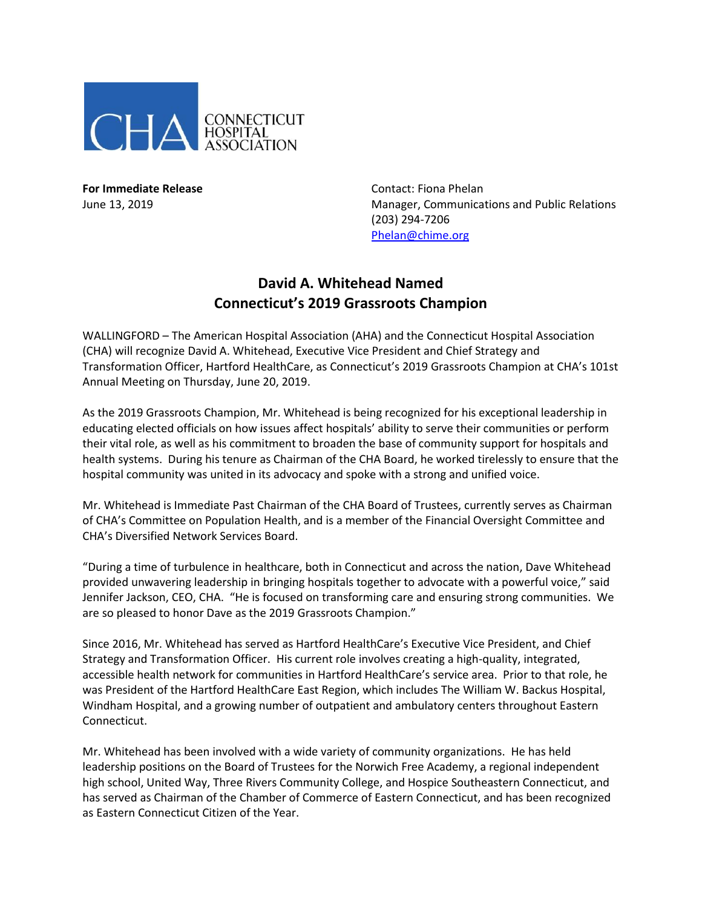CHA CONNECTICUT HOSPITAL ASSOCIATION

**For Immediate Release**
June 13, 2019

Contact: Fiona Phelan
Manager, Communications and Public Relations
(203) 294-7206
Phelan@chime.org

# David A. Whitehead Named Connecticut's 2019 Grassroots Champion

WALLINGFORD – The American Hospital Association (AHA) and the Connecticut Hospital Association (CHA) will recognize David A. Whitehead, Executive Vice President and Chief Strategy and Transformation Officer, Hartford HealthCare, as Connecticut's 2019 Grassroots Champion at CHA's 101st Annual Meeting on Thursday, June 20, 2019.

As the 2019 Grassroots Champion, Mr. Whitehead is being recognized for his exceptional leadership in educating elected officials on how issues affect hospitals' ability to serve their communities or perform their vital role, as well as his commitment to broaden the base of community support for hospitals and health systems. During his tenure as Chairman of the CHA Board, he worked tirelessly to ensure that the hospital community was united in its advocacy and spoke with a strong and unified voice.

Mr. Whitehead is Immediate Past Chairman of the CHA Board of Trustees, currently serves as Chairman of CHA's Committee on Population Health, and is a member of the Financial Oversight Committee and CHA's Diversified Network Services Board.

"During a time of turbulence in healthcare, both in Connecticut and across the nation, Dave Whitehead provided unwavering leadership in bringing hospitals together to advocate with a powerful voice," said Jennifer Jackson, CEO, CHA. "He is focused on transforming care and ensuring strong communities. We are so pleased to honor Dave as the 2019 Grassroots Champion."

Since 2016, Mr. Whitehead has served as Hartford HealthCare's Executive Vice President, and Chief Strategy and Transformation Officer. His current role involves creating a high-quality, integrated, accessible health network for communities in Hartford HealthCare's service area. Prior to that role, he was President of the Hartford HealthCare East Region, which includes The William W. Backus Hospital, Windham Hospital, and a growing number of outpatient and ambulatory centers throughout Eastern Connecticut.

Mr. Whitehead has been involved with a wide variety of community organizations. He has held leadership positions on the Board of Trustees for the Norwich Free Academy, a regional independent high school, United Way, Three Rivers Community College, and Hospice Southeastern Connecticut, and has served as Chairman of the Chamber of Commerce of Eastern Connecticut, and has been recognized as Eastern Connecticut Citizen of the Year.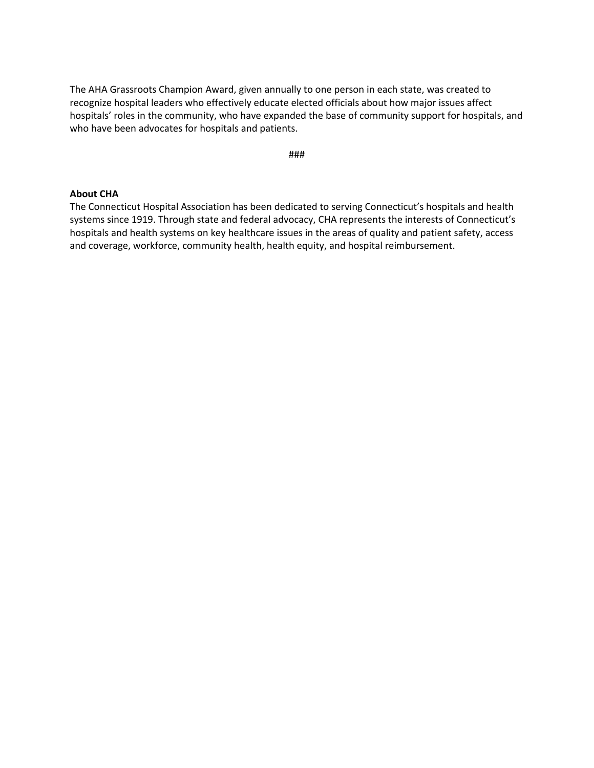The AHA Grassroots Champion Award, given annually to one person in each state, was created to recognize hospital leaders who effectively educate elected officials about how major issues affect hospitals' roles in the community, who have expanded the base of community support for hospitals, and who have been advocates for hospitals and patients.

###

**About CHA**

The Connecticut Hospital Association has been dedicated to serving Connecticut's hospitals and health systems since 1919. Through state and federal advocacy, CHA represents the interests of Connecticut's hospitals and health systems on key healthcare issues in the areas of quality and patient safety, access and coverage, workforce, community health, health equity, and hospital reimbursement.